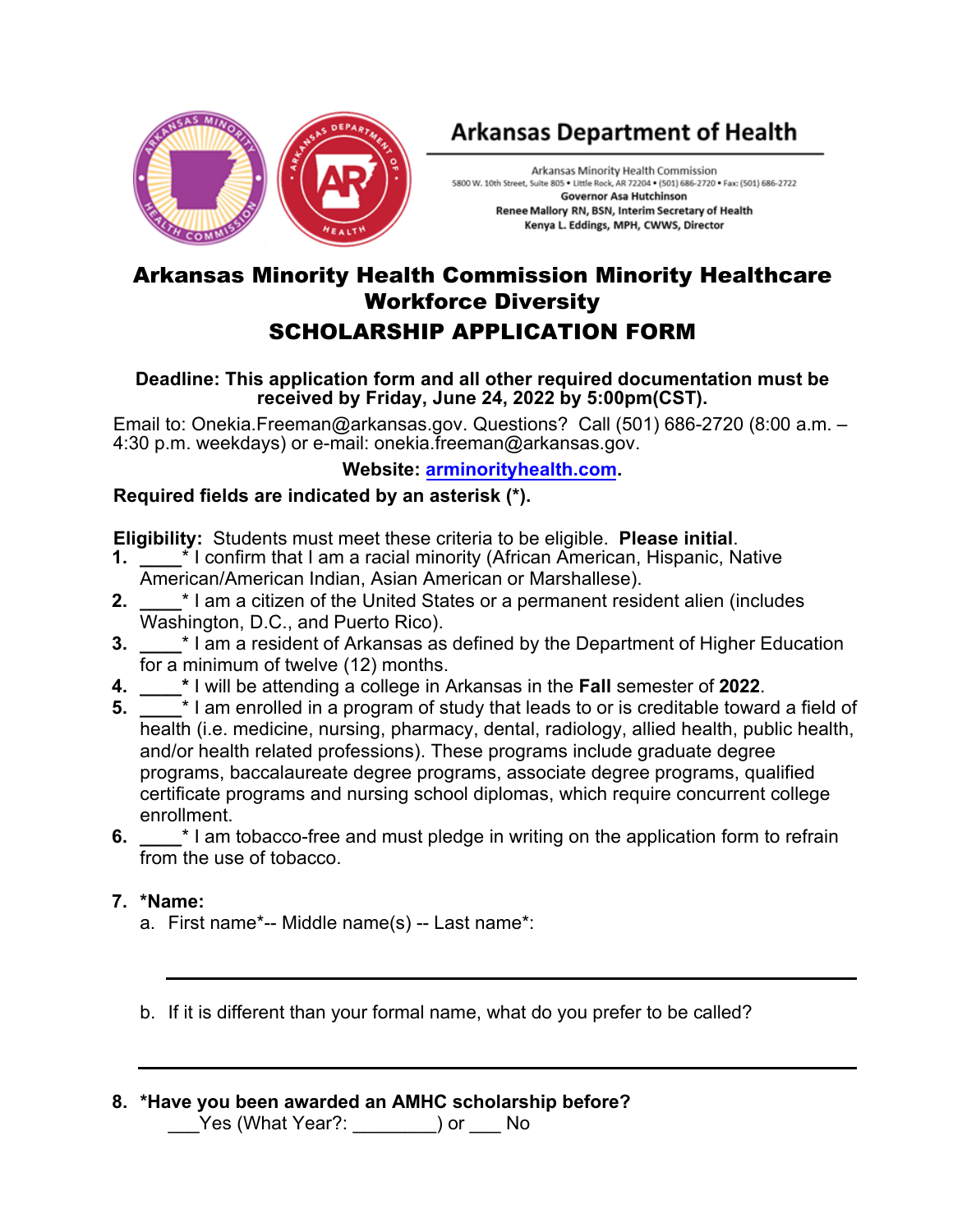Arkansas Department of Health

Arkansas Minority Health Commission
5800 W. 10th Street, Suite 805 • Little Rock, AR 72204 • (501) 686-2720 • Fax: (501) 686-2722
**Governor Asa Hutchinson**
**Renee Mallory RN, BSN, Interim Secretary of Health**
**Kenya L. Eddings, MPH, CWWS, Director**

# Arkansas Minority Health Commission Minority Healthcare Workforce Diversity

# SCHOLARSHIP APPLICATION FORM

**Deadline: This application form and all other required documentation must be received by Friday, June 24, 2022 by 5:00pm(CST).**

Email to: Onekia.Freeman@arkansas.gov. Questions? Call (501) 686-2720 (8:00 a.m. – 4:30 p.m. weekdays) or e-mail: onekia.freeman@arkansas.gov.

**Website: [arminorityhealth.com](arminorityhealth.com).**

**Required fields are indicated by an asterisk (*).**

**Eligibility:** Students must meet these criteria to be eligible. **Please initial**.

1. ____* I confirm that I am a racial minority (African American, Hispanic, Native American/American Indian, Asian American or Marshallese).
2. ____* I am a citizen of the United States or a permanent resident alien (includes Washington, D.C., and Puerto Rico).
3. ____* I am a resident of Arkansas as defined by the Department of Higher Education for a minimum of twelve (12) months.
4. ____* I will be attending a college in Arkansas in the **Fall** semester of **2022**.
5. ____* I am enrolled in a program of study that leads to or is creditable toward a field of health (i.e. medicine, nursing, pharmacy, dental, radiology, allied health, public health, and/or health related professions). These programs include graduate degree programs, baccalaureate degree programs, associate degree programs, qualified certificate programs and nursing school diplomas, which require concurrent college enrollment.
6. ____* I am tobacco-free and must pledge in writing on the application form to refrain from the use of tobacco.

7. ***Name:**
   a. First name*-- Middle name(s) -- Last name*:

   ______________________________________________

   b. If it is different than your formal name, what do you prefer to be called?

   ______________________________________________

8. ***Have you been awarded an AMHC scholarship before?**
   ___Yes (What Year?: ________) or ___ No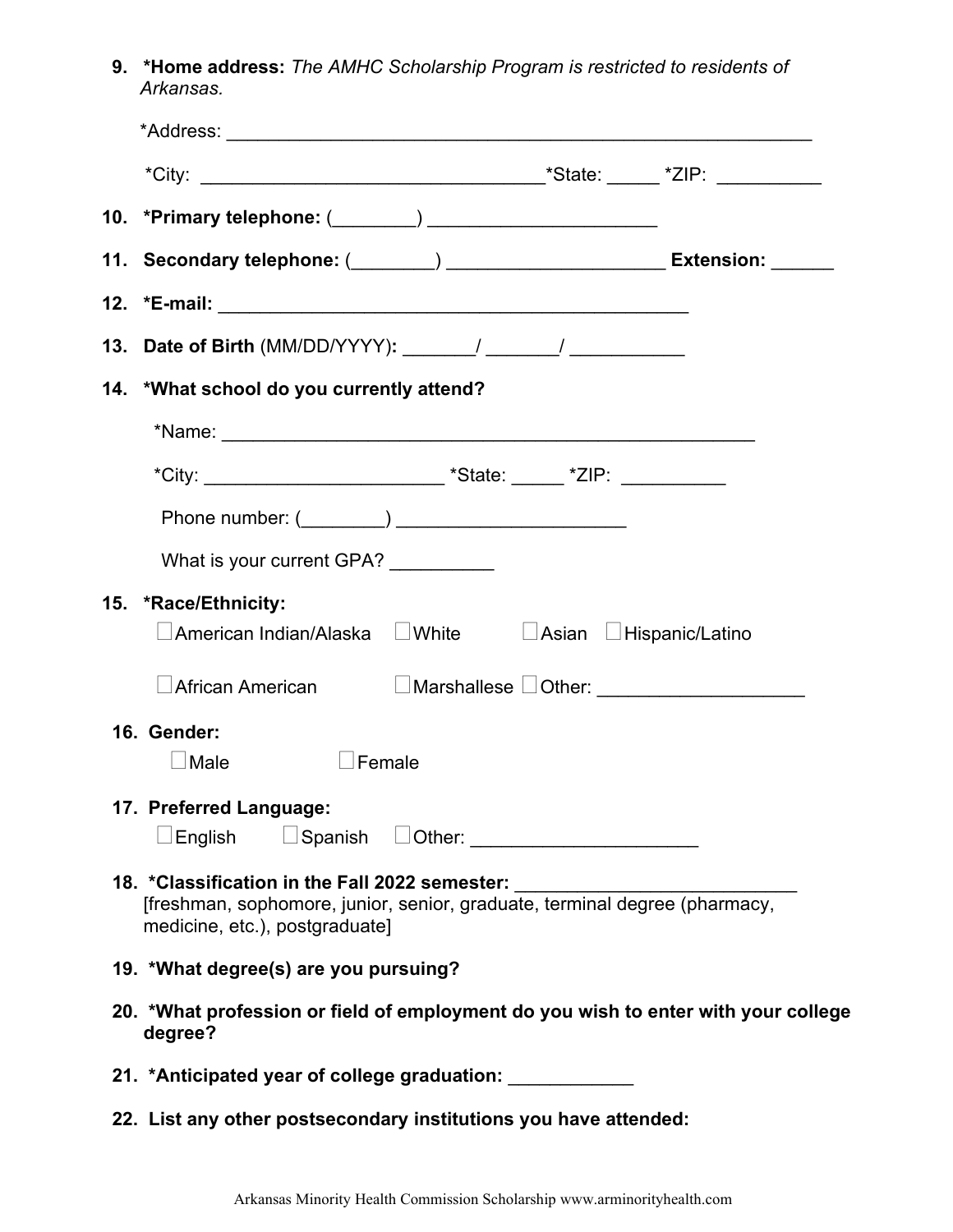9. **\*Home address:** *The AMHC Scholarship Program is restricted to residents of Arkansas.*

   \*Address: ___________________________________________________________

   \*City: ___________________________________\*State: _____ \*ZIP: __________

10. **\*Primary telephone:** (________) ______________________

11. **Secondary telephone:** (________) _____________________ **Extension:** ______

12. **\*E-mail:** ______________________________________________

13. **Date of Birth** (MM/DD/YYYY)**:** _______/ _______/ ___________

14. **\*What school do you currently attend?**

    \*Name: _____________________________________________________

    \*City: _______________________ \*State: _____ \*ZIP: __________

    Phone number: (________) ______________________

    What is your current GPA? __________

15. **\*Race/Ethnicity:**

    ☐ American Indian/Alaska ☐ White ☐ Asian ☐ Hispanic/Latino

    ☐ African American ☐ Marshallese ☐ Other: ____________________

16. **Gender:**

    ☐ Male ☐ Female

17. **Preferred Language:**

    ☐ English ☐ Spanish ☐ Other: ______________________

18. **\*Classification in the Fall 2022 semester:** ___________________________
    [freshman, sophomore, junior, senior, graduate, terminal degree (pharmacy, medicine, etc.), postgraduate]

19. **\*What degree(s) are you pursuing?**

20. **\*What profession or field of employment do you wish to enter with your college degree?**

21. **\*Anticipated year of college graduation:** ____________

22. **List any other postsecondary institutions you have attended:**

Arkansas Minority Health Commission Scholarship www.arminorityhealth.com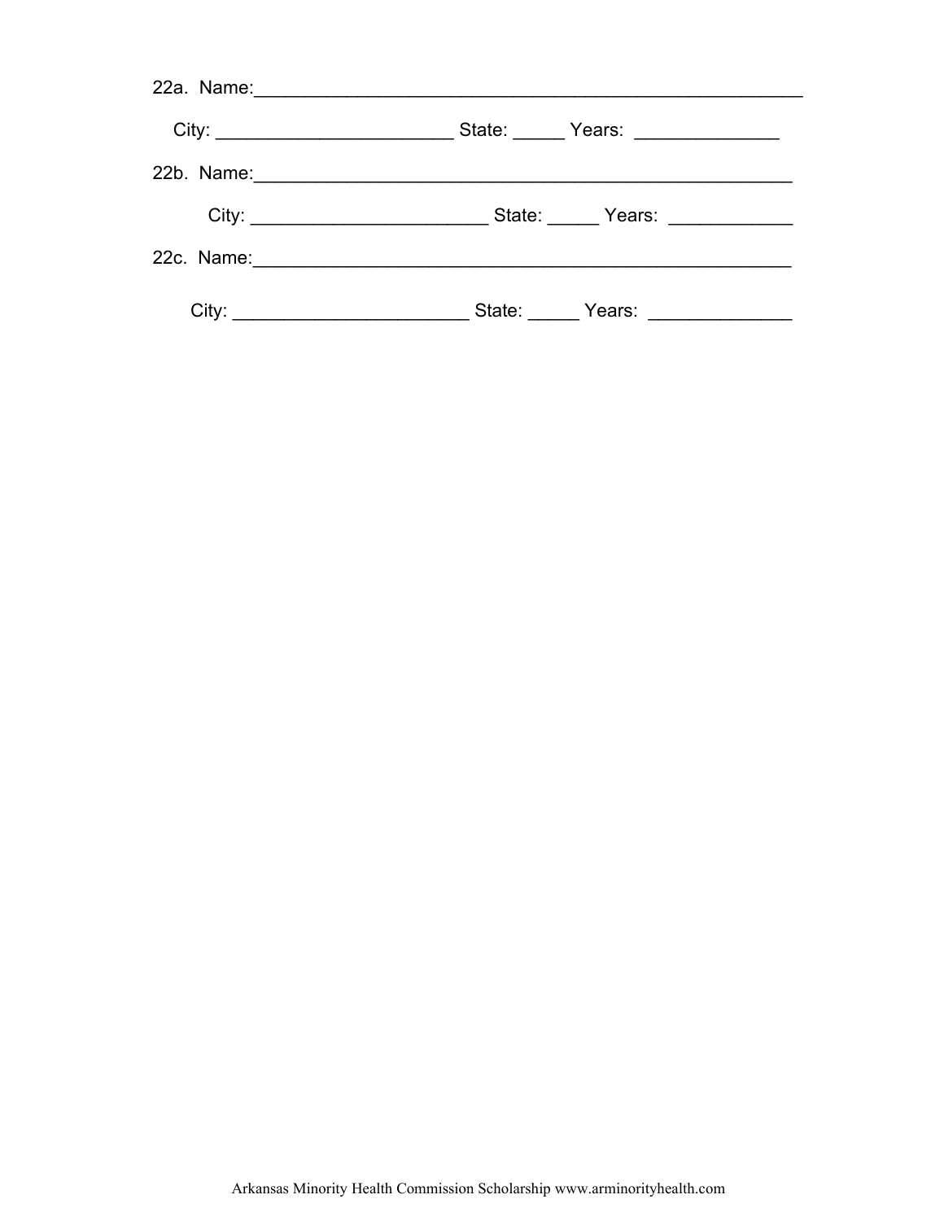22a. Name:_____________________________________________________

City: ______________________ State: _____ Years: _____________

22b. Name:____________________________________________________

City: ______________________ State: _____ Years: ___________

22c. Name:____________________________________________________

City: ______________________ State: _____ Years: _____________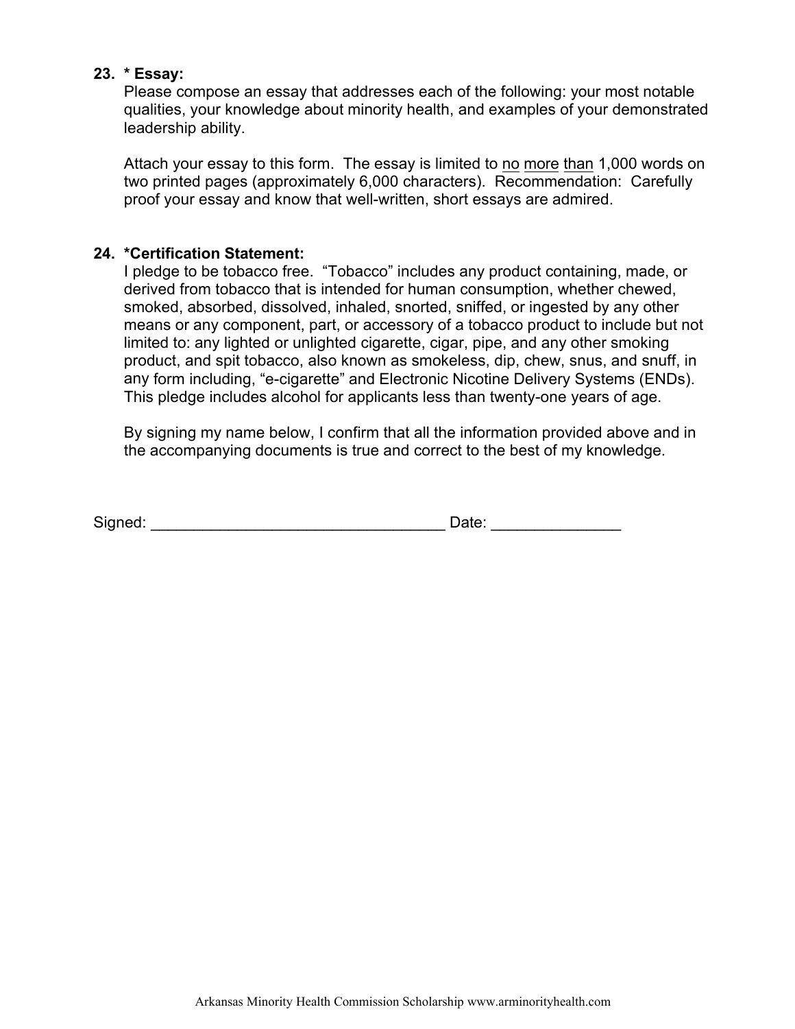**23. * Essay:**

Please compose an essay that addresses each of the following: your most notable qualities, your knowledge about minority health, and examples of your demonstrated leadership ability.

Attach your essay to this form. The essay is limited to no more than 1,000 words on two printed pages (approximately 6,000 characters). Recommendation: Carefully proof your essay and know that well-written, short essays are admired.

**24. *Certification Statement:**

I pledge to be tobacco free. "Tobacco" includes any product containing, made, or derived from tobacco that is intended for human consumption, whether chewed, smoked, absorbed, dissolved, inhaled, snorted, sniffed, or ingested by any other means or any component, part, or accessory of a tobacco product to include but not limited to: any lighted or unlighted cigarette, cigar, pipe, and any other smoking product, and spit tobacco, also known as smokeless, dip, chew, snus, and snuff, in any form including, "e-cigarette" and Electronic Nicotine Delivery Systems (ENDs). This pledge includes alcohol for applicants less than twenty-one years of age.

By signing my name below, I confirm that all the information provided above and in the accompanying documents is true and correct to the best of my knowledge.

Signed: ___________________________________ Date: _______________